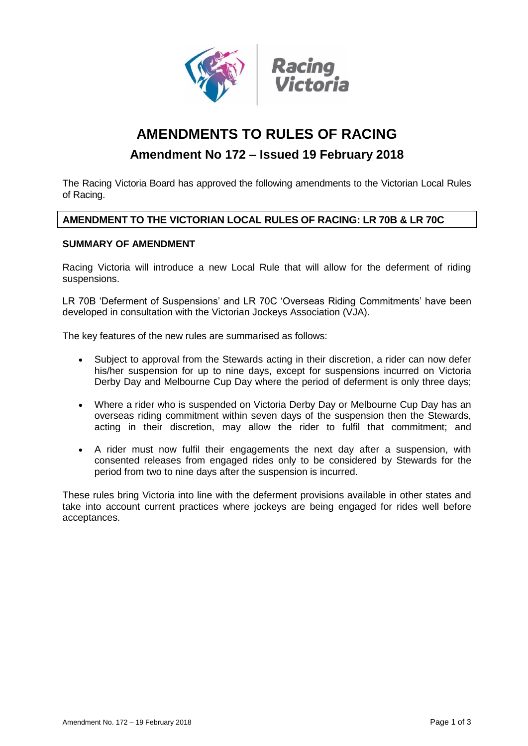# AMENDMENTS TO RULES OF RACING

## Amendment No 172 – Issued 19 February 2018

The Racing Victoria Board has approved the following amendments to the Victorian Local Rules of Racing.

**AMENDMENT TO THE VICTORIAN LOCAL RULES OF RACING: LR 70B & LR 70C**

**SUMMARY OF AMENDMENT**

Racing Victoria will introduce a new Local Rule that will allow for the deferment of riding suspensions.

LR 70B 'Deferment of Suspensions' and LR 70C 'Overseas Riding Commitments' have been developed in consultation with the Victorian Jockeys Association (VJA).

The key features of the new rules are summarised as follows:

- Subject to approval from the Stewards acting in their discretion, a rider can now defer his/her suspension for up to nine days, except for suspensions incurred on Victoria Derby Day and Melbourne Cup Day where the period of deferment is only three days;
- Where a rider who is suspended on Victoria Derby Day or Melbourne Cup Day has an overseas riding commitment within seven days of the suspension then the Stewards, acting in their discretion, may allow the rider to fulfil that commitment; and
- A rider must now fulfil their engagements the next day after a suspension, with consented releases from engaged rides only to be considered by Stewards for the period from two to nine days after the suspension is incurred.

These rules bring Victoria into line with the deferment provisions available in other states and take into account current practices where jockeys are being engaged for rides well before acceptances.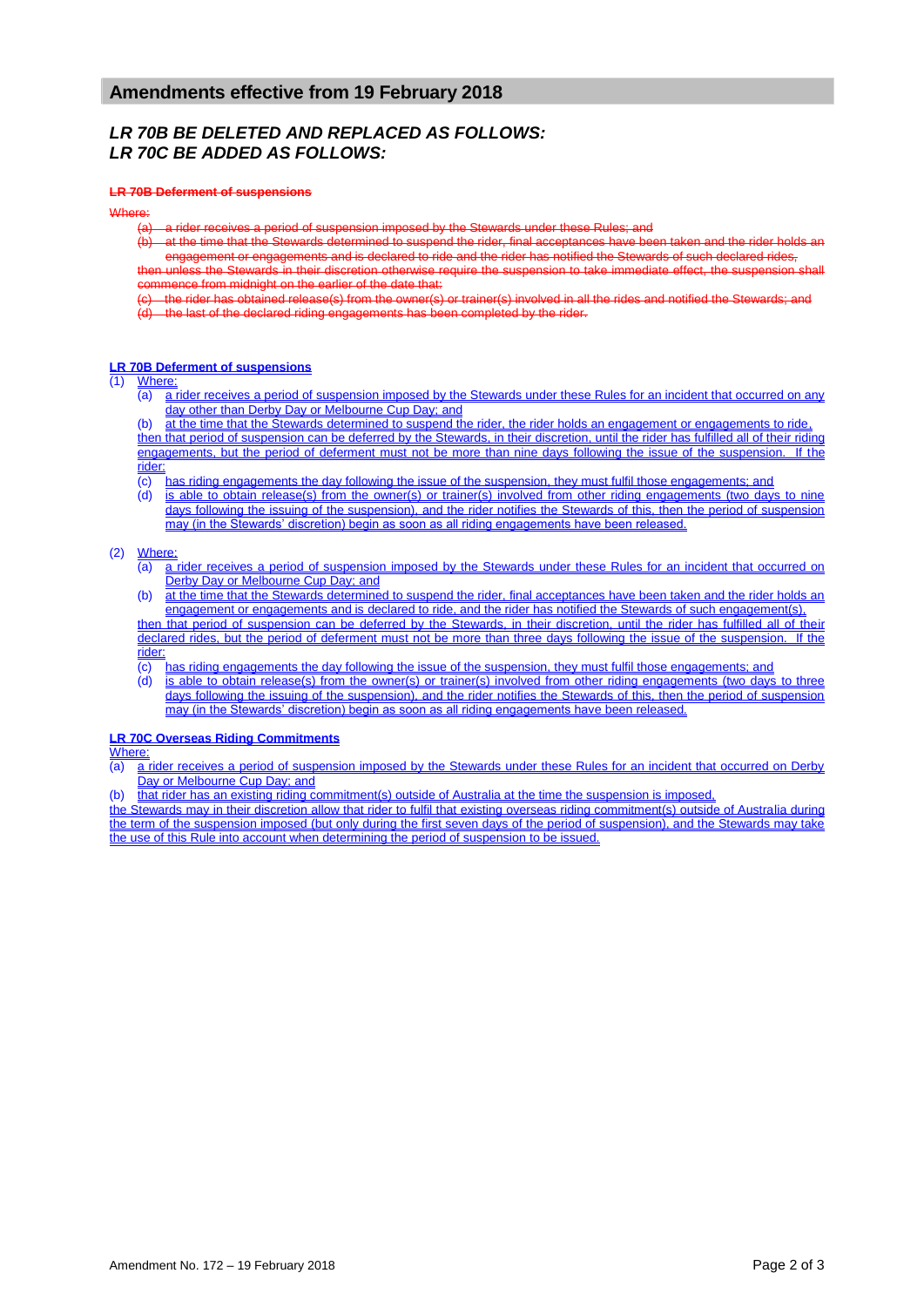## Amendments effective from 19 February 2018

### *LR 70B BE DELETED AND REPLACED AS FOLLOWS:*
### *LR 70C BE ADDED AS FOLLOWS:*

~~**LR 70B Deferment of suspensions**~~

~~Where:~~

~~(a) a rider receives a period of suspension imposed by the Stewards under these Rules; and~~

~~(b) at the time that the Stewards determined to suspend the rider, final acceptances have been taken and the rider holds an engagement or engagements and is declared to ride and the rider has notified the Stewards of such declared rides,~~

~~then unless the Stewards in their discretion otherwise require the suspension to take immediate effect, the suspension shall commence from midnight on the earlier of the date that:~~

~~(c) the rider has obtained release(s) from the owner(s) or trainer(s) involved in all the rides and notified the Stewards; and~~

~~(d) the last of the declared riding engagements has been completed by the rider.~~

**LR 70B Deferment of suspensions**

(1) Where:

(a) a rider receives a period of suspension imposed by the Stewards under these Rules for an incident that occurred on any day other than Derby Day or Melbourne Cup Day; and

(b) at the time that the Stewards determined to suspend the rider, the rider holds an engagement or engagements to ride,

then that period of suspension can be deferred by the Stewards, in their discretion, until the rider has fulfilled all of their riding engagements, but the period of deferment must not be more than nine days following the issue of the suspension. If the rider:

(c) has riding engagements the day following the issue of the suspension, they must fulfil those engagements; and

(d) is able to obtain release(s) from the owner(s) or trainer(s) involved from other riding engagements (two days to nine days following the issuing of the suspension), and the rider notifies the Stewards of this, then the period of suspension may (in the Stewards' discretion) begin as soon as all riding engagements have been released.

(2) Where:

(a) a rider receives a period of suspension imposed by the Stewards under these Rules for an incident that occurred on Derby Day or Melbourne Cup Day; and

(b) at the time that the Stewards determined to suspend the rider, final acceptances have been taken and the rider holds an engagement or engagements and is declared to ride, and the rider has notified the Stewards of such engagement(s),

then that period of suspension can be deferred by the Stewards, in their discretion, until the rider has fulfilled all of their declared rides, but the period of deferment must not be more than three days following the issue of the suspension. If the rider:

(c) has riding engagements the day following the issue of the suspension, they must fulfil those engagements; and

(d) is able to obtain release(s) from the owner(s) or trainer(s) involved from other riding engagements (two days to three days following the issuing of the suspension), and the rider notifies the Stewards of this, then the period of suspension may (in the Stewards' discretion) begin as soon as all riding engagements have been released.

**LR 70C Overseas Riding Commitments**

Where:

(a) a rider receives a period of suspension imposed by the Stewards under these Rules for an incident that occurred on Derby Day or Melbourne Cup Day; and

(b) that rider has an existing riding commitment(s) outside of Australia at the time the suspension is imposed,

the Stewards may in their discretion allow that rider to fulfil that existing overseas riding commitment(s) outside of Australia during the term of the suspension imposed (but only during the first seven days of the period of suspension), and the Stewards may take the use of this Rule into account when determining the period of suspension to be issued.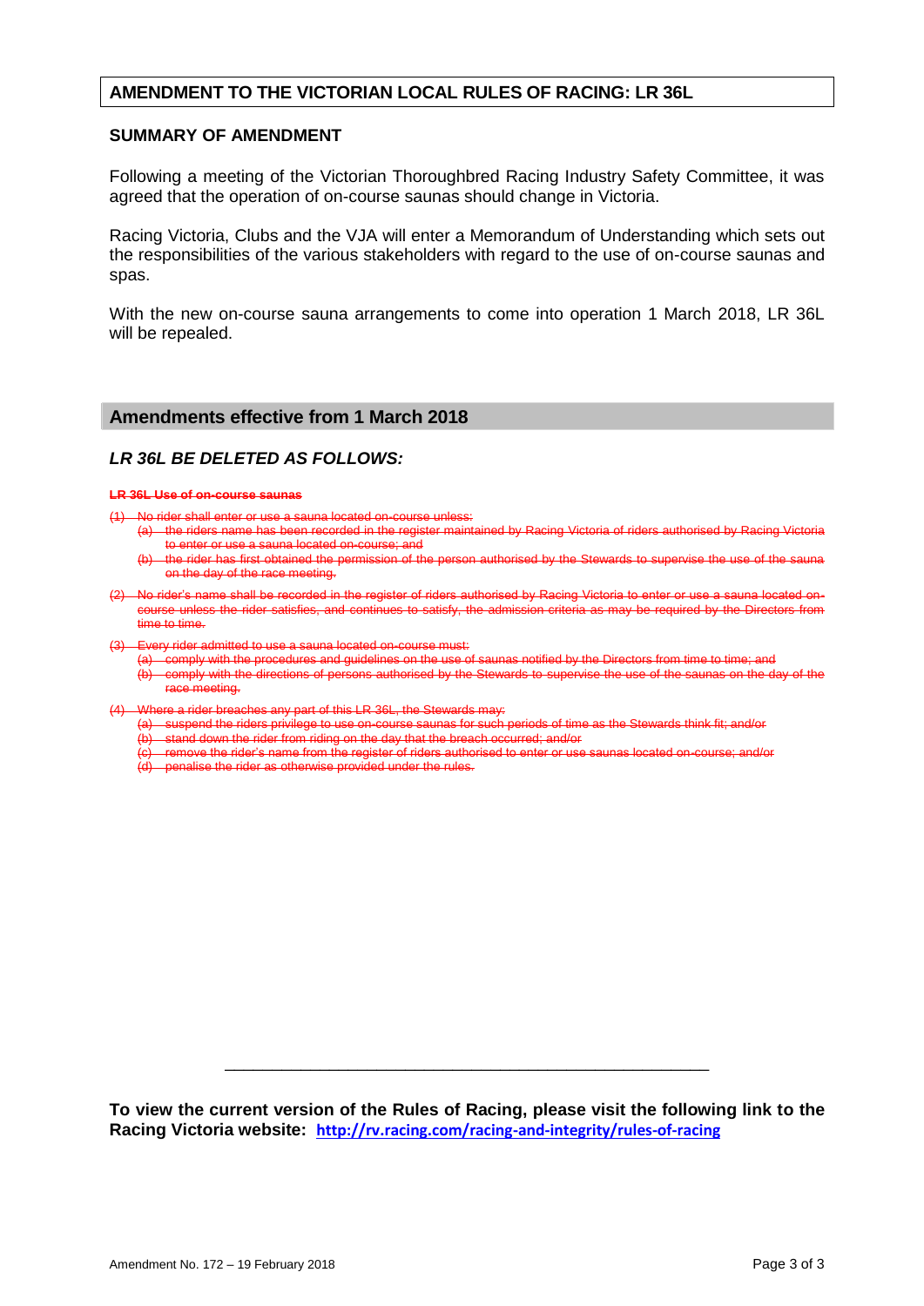## AMENDMENT TO THE VICTORIAN LOCAL RULES OF RACING: LR 36L

### SUMMARY OF AMENDMENT

Following a meeting of the Victorian Thoroughbred Racing Industry Safety Committee, it was agreed that the operation of on-course saunas should change in Victoria.

Racing Victoria, Clubs and the VJA will enter a Memorandum of Understanding which sets out the responsibilities of the various stakeholders with regard to the use of on-course saunas and spas.

With the new on-course sauna arrangements to come into operation 1 March 2018, LR 36L will be repealed.

## Amendments effective from 1 March 2018

### *LR 36L BE DELETED AS FOLLOWS:*

~~**LR 36L Use of on-course saunas**~~

~~(1) No rider shall enter or use a sauna located on-course unless:~~
- ~~(a) the riders name has been recorded in the register maintained by Racing Victoria of riders authorised by Racing Victoria to enter or use a sauna located on-course; and~~
- ~~(b) the rider has first obtained the permission of the person authorised by the Stewards to supervise the use of the sauna on the day of the race meeting.~~

~~(2) No rider's name shall be recorded in the register of riders authorised by Racing Victoria to enter or use a sauna located on-course unless the rider satisfies, and continues to satisfy, the admission criteria as may be required by the Directors from time to time.~~

~~(3) Every rider admitted to use a sauna located on-course must:~~
- ~~(a) comply with the procedures and guidelines on the use of saunas notified by the Directors from time to time; and~~
- ~~(b) comply with the directions of persons authorised by the Stewards to supervise the use of the saunas on the day of the race meeting.~~

~~(4) Where a rider breaches any part of this LR 36L, the Stewards may:~~
- ~~(a) suspend the riders privilege to use on-course saunas for such periods of time as the Stewards think fit; and/or~~
- ~~(b) stand down the rider from riding on the day that the breach occurred; and/or~~
- ~~(c) remove the rider's name from the register of riders authorised to enter or use saunas located on-course; and/or~~
- ~~(d) penalise the rider as otherwise provided under the rules.~~

---

**To view the current version of the Rules of Racing, please visit the following link to the Racing Victoria website: http://rv.racing.com/racing-and-integrity/rules-of-racing**

Amendment No. 172 – 19 February 2018